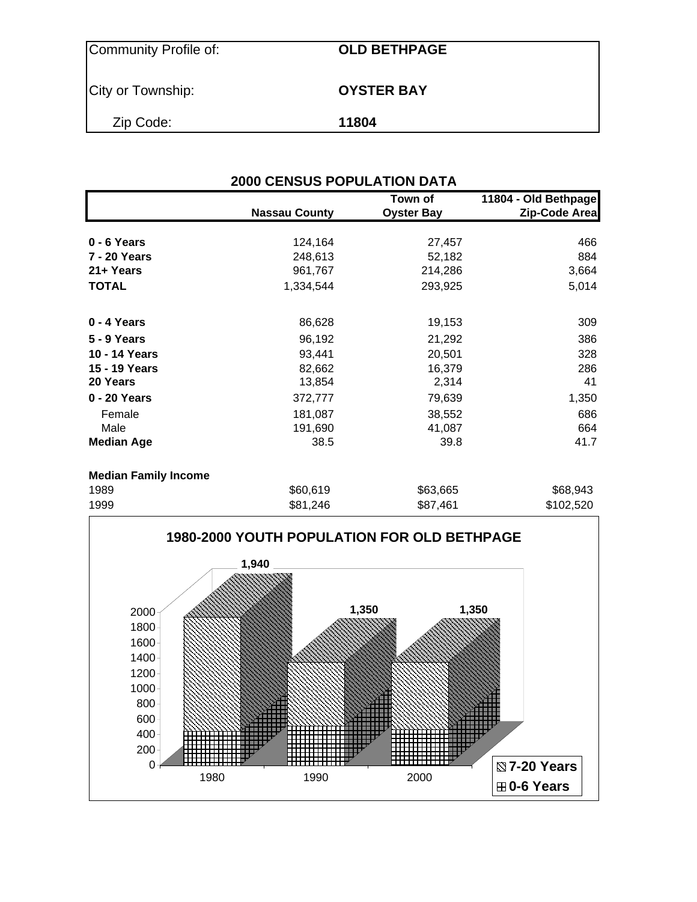| | |
|---|---|
| Community Profile of: | **OLD BETHPAGE** |
| City or Township: | **OYSTER BAY** |
| Zip Code: | **11804** |

## 2000 CENSUS POPULATION DATA

| | Nassau County | Town of Oyster Bay | 11804 - Old Bethpage Zip-Code Area |
|---|---|---|---|
| **0 - 6 Years** | 124,164 | 27,457 | 466 |
| **7 - 20 Years** | 248,613 | 52,182 | 884 |
| **21+ Years** | 961,767 | 214,286 | 3,664 |
| **TOTAL** | 1,334,544 | 293,925 | 5,014 |
| | | | |
| **0 - 4 Years** | 86,628 | 19,153 | 309 |
| **5 - 9 Years** | 96,192 | 21,292 | 386 |
| **10 - 14 Years** | 93,441 | 20,501 | 328 |
| **15 - 19 Years** | 82,662 | 16,379 | 286 |
| **20 Years** | 13,854 | 2,314 | 41 |
| **0 - 20 Years** | 372,777 | 79,639 | 1,350 |
| Female | 181,087 | 38,552 | 686 |
| Male | 191,690 | 41,087 | 664 |
| **Median Age** | 38.5 | 39.8 | 41.7 |
| | | | |
| **Median Family Income** | | | |
| 1989 | $60,619 | $63,665 | $68,943 |
| 1999 | $81,246 | $87,461 | $102,520 |

**1980-2000 YOUTH POPULATION FOR OLD BETHPAGE**

1,940
1,350
1,350

2000
1800
1600
1400
1200
1000
800
600
400
200
0

1980
1990
2000

7-20 Years
0-6 Years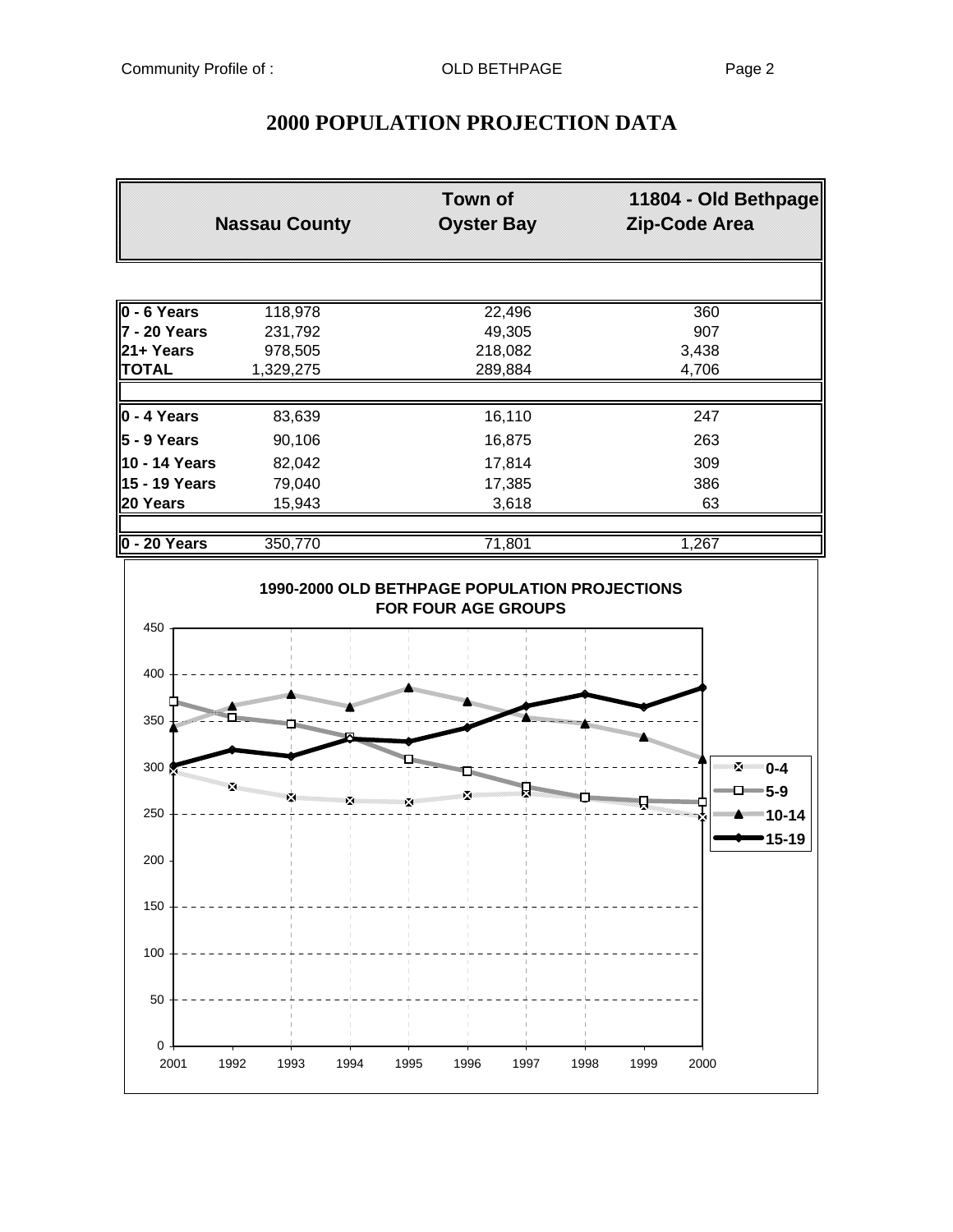# 2000 POPULATION PROJECTION DATA

| | Nassau County | Town of Oyster Bay | 11804 - Old Bethpage Zip-Code Area |
|---|---|---|---|
| **0 - 6 Years** | 118,978 | 22,496 | 360 |
| **7 - 20 Years** | 231,792 | 49,305 | 907 |
| **21+ Years** | 978,505 | 218,082 | 3,438 |
| **TOTAL** | 1,329,275 | 289,884 | 4,706 |
| | | | |
| **0 - 4 Years** | 83,639 | 16,110 | 247 |
| **5 - 9 Years** | 90,106 | 16,875 | 263 |
| **10 - 14 Years** | 82,042 | 17,814 | 309 |
| **15 - 19 Years** | 79,040 | 17,385 | 386 |
| **20 Years** | 15,943 | 3,618 | 63 |
| | | | |
| **0 - 20 Years** | 350,770 | 71,801 | 1,267 |

**1990-2000 OLD BETHPAGE POPULATION PROJECTIONS FOR FOUR AGE GROUPS**

450
400
350
300
250
200
150
100
50
0

2001 1992 1993 1994 1995 1996 1997 1998 1999 2000

0-4
5-9
10-14
15-19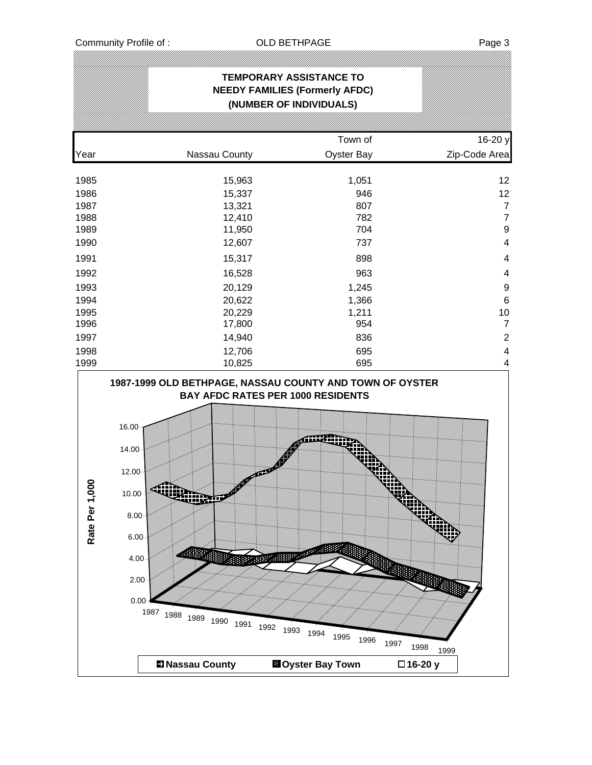## TEMPORARY ASSISTANCE TO NEEDY FAMILIES (Formerly AFDC) (NUMBER OF INDIVIDUALS)

| Year | Nassau County | Town of Oyster Bay | 16-20 y Zip-Code Area |
|---|---|---|---|
| 1985 | 15,963 | 1,051 | 12 |
| 1986 | 15,337 | 946 | 12 |
| 1987 | 13,321 | 807 | 7 |
| 1988 | 12,410 | 782 | 7 |
| 1989 | 11,950 | 704 | 9 |
| 1990 | 12,607 | 737 | 4 |
| 1991 | 15,317 | 898 | 4 |
| 1992 | 16,528 | 963 | 4 |
| 1993 | 20,129 | 1,245 | 9 |
| 1994 | 20,622 | 1,366 | 6 |
| 1995 | 20,229 | 1,211 | 10 |
| 1996 | 17,800 | 954 | 7 |
| 1997 | 14,940 | 836 | 2 |
| 1998 | 12,706 | 695 | 4 |
| 1999 | 10,825 | 695 | 4 |

**1987-1999 OLD BETHPAGE, NASSAU COUNTY AND TOWN OF OYSTER BAY AFDC RATES PER 1000 RESIDENTS**

Rate Per 1,000

16.00
14.00
12.00
10.00
8.00
6.00
4.00
2.00
0.00

1987 1988 1989 1990 1991 1992 1993 1994 1995 1996 1997 1998 1999

Nassau County
Oyster Bay Town
16-20 y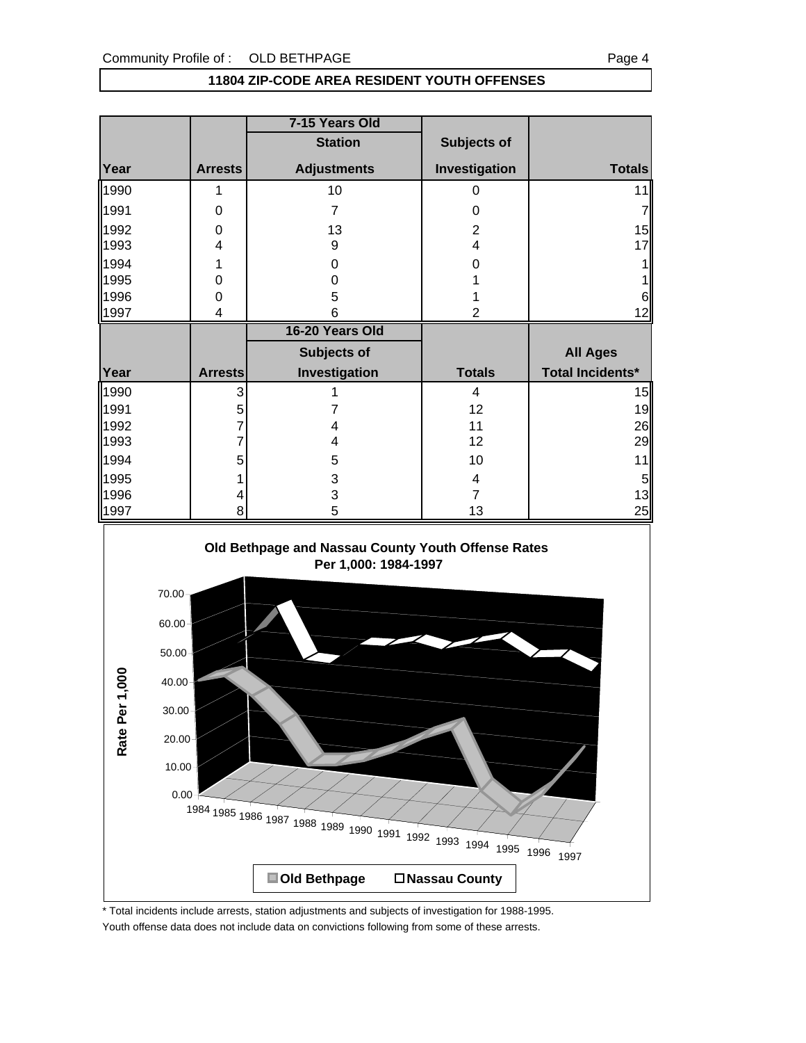## 11804 ZIP-CODE AREA RESIDENT YOUTH OFFENSES

| | | 7-15 Years Old | | |
|---|---|---|---|---|
| | | Station | Subjects of | |
| Year | Arrests | Adjustments | Investigation | Totals |
| 1990 | 1 | 10 | 0 | 11 |
| 1991 | 0 | 7 | 0 | 7 |
| 1992 | 0 | 13 | 2 | 15 |
| 1993 | 4 | 9 | 4 | 17 |
| 1994 | 1 | 0 | 0 | 1 |
| 1995 | 0 | 0 | 1 | 1 |
| 1996 | 0 | 5 | 1 | 6 |
| 1997 | 4 | 6 | 2 | 12 |

| | | 16-20 Years Old | | |
|---|---|---|---|---|
| | | Subjects of | | All Ages |
| Year | Arrests | Investigation | Totals | Total Incidents* |
| 1990 | 3 | 1 | 4 | 15 |
| 1991 | 5 | 7 | 12 | 19 |
| 1992 | 7 | 4 | 11 | 26 |
| 1993 | 7 | 4 | 12 | 29 |
| 1994 | 5 | 5 | 10 | 11 |
| 1995 | 1 | 3 | 4 | 5 |
| 1996 | 4 | 3 | 7 | 13 |
| 1997 | 8 | 5 | 13 | 25 |

Old Bethpage and Nassau County Youth Offense Rates
Per 1,000: 1984-1997

Rate Per 1,000

70.00
60.00
50.00
40.00
30.00
20.00
10.00
0.00

1984 1985 1986 1987 1988 1989 1990 1991 1992 1993 1994 1995 1996 1997

Old Bethpage
Nassau County

\* Total incidents include arrests, station adjustments and subjects of investigation for 1988-1995.

Youth offense data does not include data on convictions following from some of these arrests.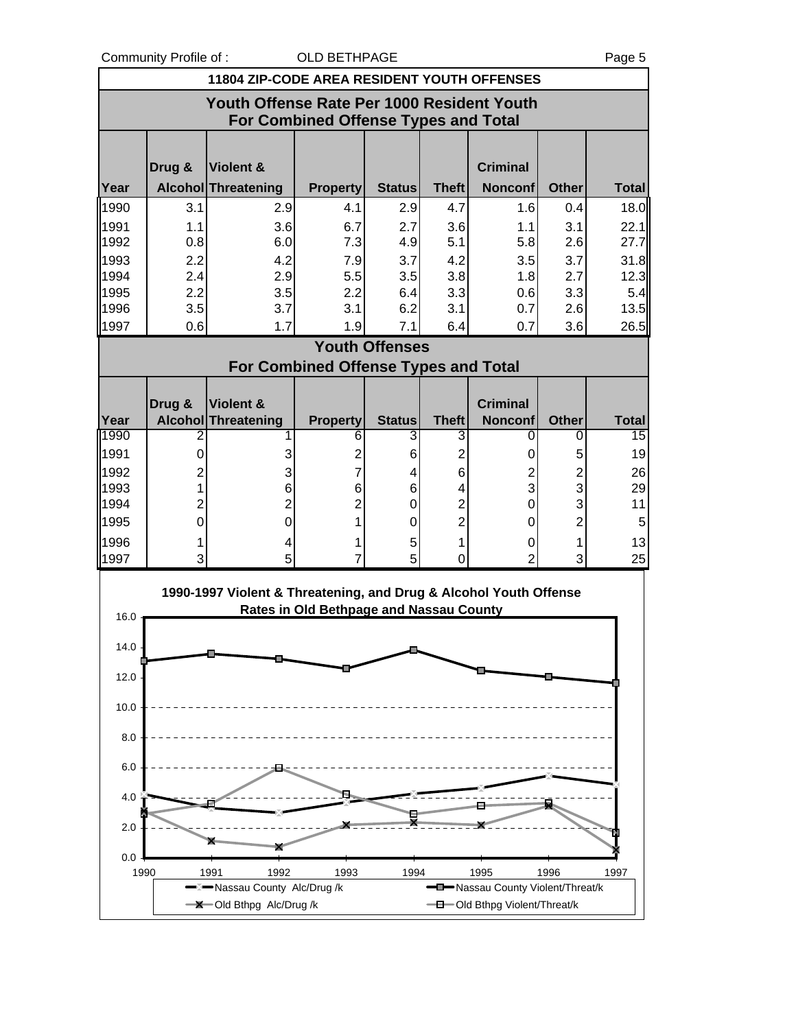## 11804 ZIP-CODE AREA RESIDENT YOUTH OFFENSES

### Youth Offense Rate Per 1000 Resident Youth For Combined Offense Types and Total

| Year | Drug & Alcohol | Violent & Threatening | Property | Status | Theft | Criminal Nonconf | Other | Total |
|---|---|---|---|---|---|---|---|---|
| 1990 | 3.1 | 2.9 | 4.1 | 2.9 | 4.7 | 1.6 | 0.4 | 18.0 |
| 1991 | 1.1 | 3.6 | 6.7 | 2.7 | 3.6 | 1.1 | 3.1 | 22.1 |
| 1992 | 0.8 | 6.0 | 7.3 | 4.9 | 5.1 | 5.8 | 2.6 | 27.7 |
| 1993 | 2.2 | 4.2 | 7.9 | 3.7 | 4.2 | 3.5 | 3.7 | 31.8 |
| 1994 | 2.4 | 2.9 | 5.5 | 3.5 | 3.8 | 1.8 | 2.7 | 12.3 |
| 1995 | 2.2 | 3.5 | 2.2 | 6.4 | 3.3 | 0.6 | 3.3 | 5.4 |
| 1996 | 3.5 | 3.7 | 3.1 | 6.2 | 3.1 | 0.7 | 2.6 | 13.5 |
| 1997 | 0.6 | 1.7 | 1.9 | 7.1 | 6.4 | 0.7 | 3.6 | 26.5 |

### Youth Offenses For Combined Offense Types and Total

| Year | Drug & Alcohol | Violent & Threatening | Property | Status | Theft | Criminal Nonconf | Other | Total |
|---|---|---|---|---|---|---|---|---|
| 1990 | 2 | 1 | 6 | 3 | 3 | 0 | 0 | 15 |
| 1991 | 0 | 3 | 2 | 6 | 2 | 0 | 5 | 19 |
| 1992 | 2 | 3 | 7 | 4 | 6 | 2 | 2 | 26 |
| 1993 | 1 | 6 | 6 | 6 | 4 | 3 | 3 | 29 |
| 1994 | 2 | 2 | 2 | 0 | 2 | 0 | 3 | 11 |
| 1995 | 0 | 0 | 1 | 0 | 2 | 0 | 2 | 5 |
| 1996 | 1 | 4 | 1 | 5 | 1 | 0 | 1 | 13 |
| 1997 | 3 | 5 | 7 | 5 | 0 | 2 | 3 | 25 |

1990-1997 Violent & Threatening, and Drug & Alcohol Youth Offense Rates in Old Bethpage and Nassau County

16.0
14.0
12.0
10.0
8.0
6.0
4.0
2.0
0.0

1990 1991 1992 1993 1994 1995 1996 1997

Nassau County Alc/Drug /k
Nassau County Violent/Threat/k
Old Bthpg Alc/Drug /k
Old Bthpg Violent/Threat/k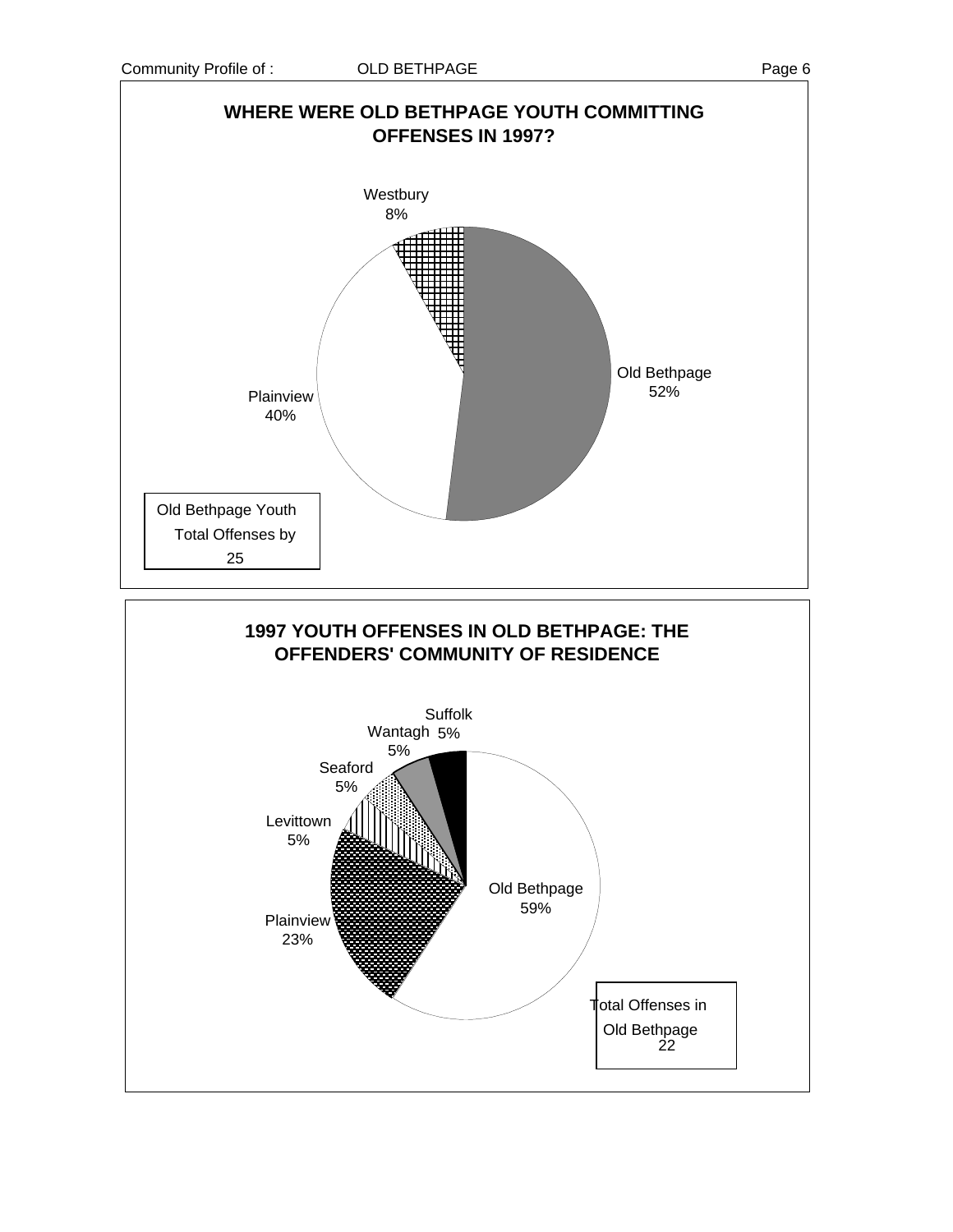## WHERE WERE OLD BETHPAGE YOUTH COMMITTING OFFENSES IN 1997?

Westbury
8%

Old Bethpage
52%

Plainview
40%

Old Bethpage Youth
Total Offenses by
25

## 1997 YOUTH OFFENSES IN OLD BETHPAGE: THE OFFENDERS' COMMUNITY OF RESIDENCE

Suffolk
5%

Wantagh
5%

Seaford
5%

Levittown
5%

Plainview
23%

Old Bethpage
59%

Total Offenses in
Old Bethpage
22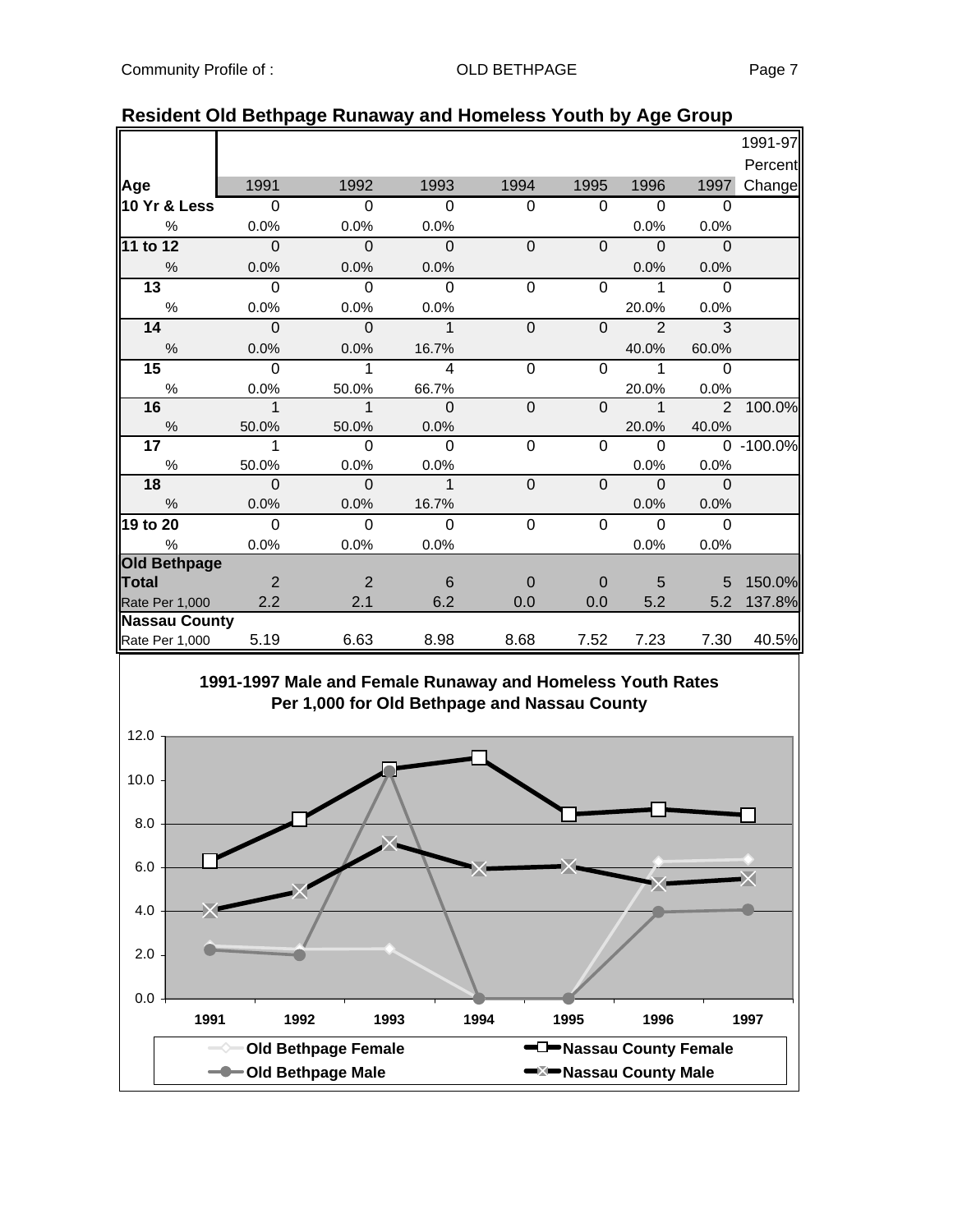## Resident Old Bethpage Runaway and Homeless Youth by Age Group

| Age | 1991 | 1992 | 1993 | 1994 | 1995 | 1996 | 1997 | 1991-97 Percent Change |
|---|---|---|---|---|---|---|---|---|
| **10 Yr & Less** | 0 | 0 | 0 | 0 | 0 | 0 | 0 | |
| % | 0.0% | 0.0% | 0.0% | | | 0.0% | 0.0% | |
| **11 to 12** | 0 | 0 | 0 | 0 | 0 | 0 | 0 | |
| % | 0.0% | 0.0% | 0.0% | | | 0.0% | 0.0% | |
| **13** | 0 | 0 | 0 | 0 | 0 | 1 | 0 | |
| % | 0.0% | 0.0% | 0.0% | | | 20.0% | 0.0% | |
| **14** | 0 | 0 | 1 | 0 | 0 | 2 | 3 | |
| % | 0.0% | 0.0% | 16.7% | | | 40.0% | 60.0% | |
| **15** | 0 | 1 | 4 | 0 | 0 | 1 | 0 | |
| % | 0.0% | 50.0% | 66.7% | | | 20.0% | 0.0% | |
| **16** | 1 | 1 | 0 | 0 | 0 | 1 | 2 | 100.0% |
| % | 50.0% | 50.0% | 0.0% | | | 20.0% | 40.0% | |
| **17** | 1 | 0 | 0 | 0 | 0 | 0 | 0 | -100.0% |
| % | 50.0% | 0.0% | 0.0% | | | 0.0% | 0.0% | |
| **18** | 0 | 0 | 1 | 0 | 0 | 0 | 0 | |
| % | 0.0% | 0.0% | 16.7% | | | 0.0% | 0.0% | |
| **19 to 20** | 0 | 0 | 0 | 0 | 0 | 0 | 0 | |
| % | 0.0% | 0.0% | 0.0% | | | 0.0% | 0.0% | |
| **Old Bethpage Total** | 2 | 2 | 6 | 0 | 0 | 5 | 5 | 150.0% |
| Rate Per 1,000 | 2.2 | 2.1 | 6.2 | 0.0 | 0.0 | 5.2 | 5.2 | 137.8% |
| **Nassau County** | | | | | | | | |
| Rate Per 1,000 | 5.19 | 6.63 | 8.98 | 8.68 | 7.52 | 7.23 | 7.30 | 40.5% |

**1991-1997 Male and Female Runaway and Homeless Youth Rates Per 1,000 for Old Bethpage and Nassau County**

12.0
10.0
8.0
6.0
4.0
2.0
0.0

1991 1992 1993 1994 1995 1996 1997

Old Bethpage Female
Old Bethpage Male
Nassau County Female
Nassau County Male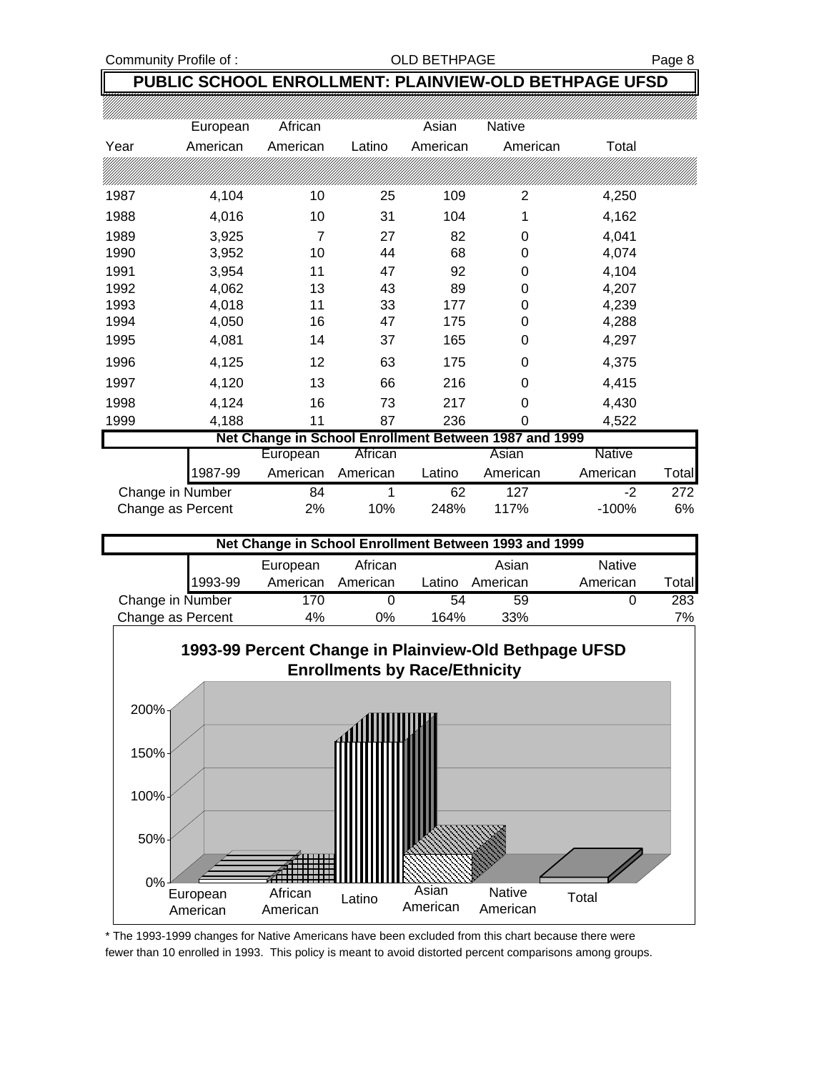## PUBLIC SCHOOL ENROLLMENT: PLAINVIEW-OLD BETHPAGE UFSD

| Year | European American | African American | Latino | Asian American | Native American | Total |
|---|---|---|---|---|---|---|
| 1987 | 4,104 | 10 | 25 | 109 | 2 | 4,250 |
| 1988 | 4,016 | 10 | 31 | 104 | 1 | 4,162 |
| 1989 | 3,925 | 7 | 27 | 82 | 0 | 4,041 |
| 1990 | 3,952 | 10 | 44 | 68 | 0 | 4,074 |
| 1991 | 3,954 | 11 | 47 | 92 | 0 | 4,104 |
| 1992 | 4,062 | 13 | 43 | 89 | 0 | 4,207 |
| 1993 | 4,018 | 11 | 33 | 177 | 0 | 4,239 |
| 1994 | 4,050 | 16 | 47 | 175 | 0 | 4,288 |
| 1995 | 4,081 | 14 | 37 | 165 | 0 | 4,297 |
| 1996 | 4,125 | 12 | 63 | 175 | 0 | 4,375 |
| 1997 | 4,120 | 13 | 66 | 216 | 0 | 4,415 |
| 1998 | 4,124 | 16 | 73 | 217 | 0 | 4,430 |
| 1999 | 4,188 | 11 | 87 | 236 | 0 | 4,522 |

**Net Change in School Enrollment Between 1987 and 1999**

| 1987-99 | European American | African American | Latino | Asian American | Native American | Total |
|---|---|---|---|---|---|---|
| Change in Number | 84 | 1 | 62 | 127 | -2 | 272 |
| Change as Percent | 2% | 10% | 248% | 117% | -100% | 6% |

**Net Change in School Enrollment Between 1993 and 1999**

| 1993-99 | European American | African American | Latino | Asian American | Native American | Total |
|---|---|---|---|---|---|---|
| Change in Number | 170 | 0 | 54 | 59 | 0 | 283 |
| Change as Percent | 4% | 0% | 164% | 33% | | 7% |

**1993-99 Percent Change in Plainview-Old Bethpage UFSD Enrollments by Race/Ethnicity**

200%
150%
100%
50%
0%

European American
African American
Latino
Asian American
Native American
Total

\* The 1993-1999 changes for Native Americans have been excluded from this chart because there were fewer than 10 enrolled in 1993. This policy is meant to avoid distorted percent comparisons among groups.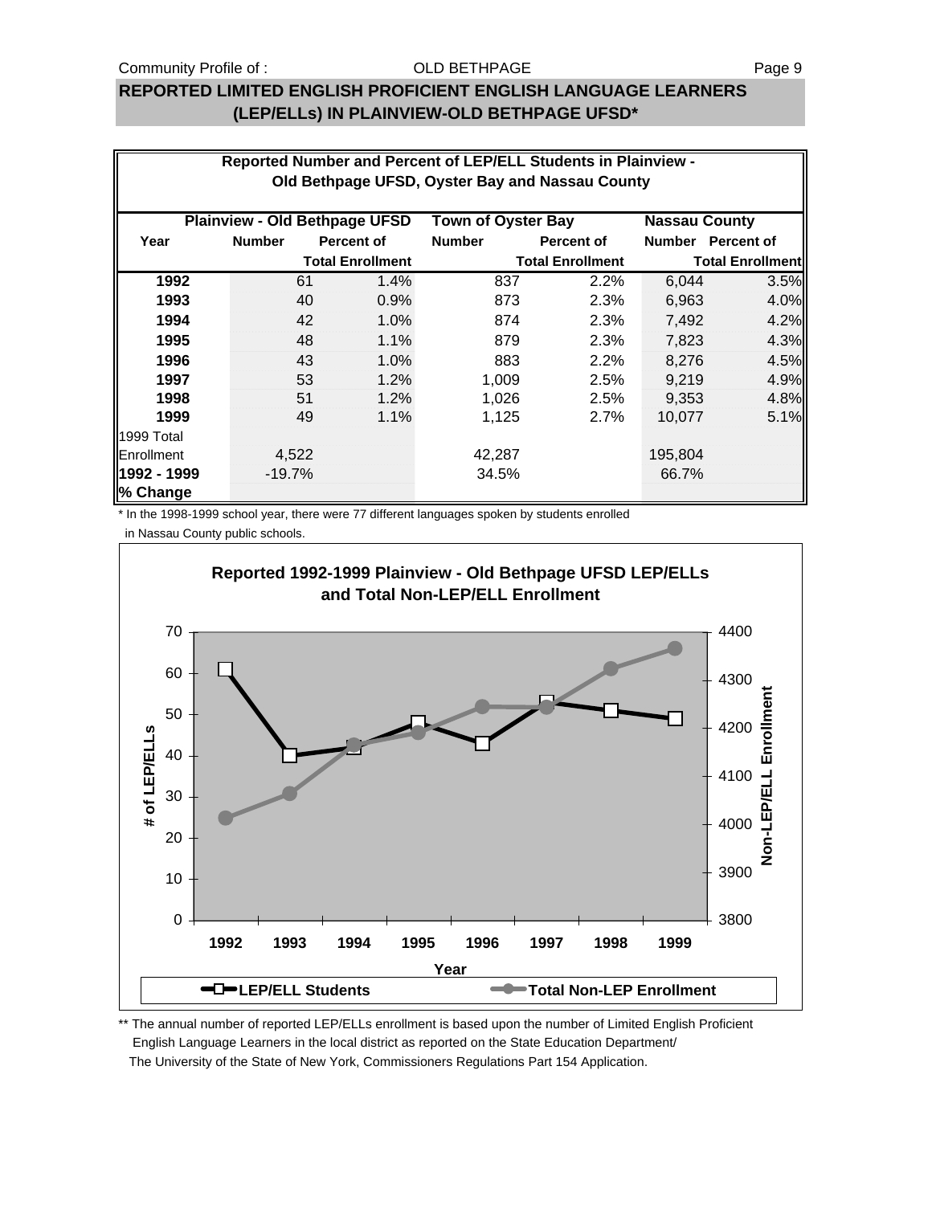## REPORTED LIMITED ENGLISH PROFICIENT ENGLISH LANGUAGE LEARNERS (LEP/ELLs) IN PLAINVIEW-OLD BETHPAGE UFSD*

**Reported Number and Percent of LEP/ELL Students in Plainview - Old Bethpage UFSD, Oyster Bay and Nassau County**

| | Plainview - Old Bethpage UFSD | | Town of Oyster Bay | | Nassau County | |
|---|---|---|---|---|---|---|
| Year | Number | Percent of Total Enrollment | Number | Percent of Total Enrollment | Number | Percent of Total Enrollment |
| **1992** | 61 | 1.4% | 837 | 2.2% | 6,044 | 3.5% |
| **1993** | 40 | 0.9% | 873 | 2.3% | 6,963 | 4.0% |
| **1994** | 42 | 1.0% | 874 | 2.3% | 7,492 | 4.2% |
| **1995** | 48 | 1.1% | 879 | 2.3% | 7,823 | 4.3% |
| **1996** | 43 | 1.0% | 883 | 2.2% | 8,276 | 4.5% |
| **1997** | 53 | 1.2% | 1,009 | 2.5% | 9,219 | 4.9% |
| **1998** | 51 | 1.2% | 1,026 | 2.5% | 9,353 | 4.8% |
| **1999** | 49 | 1.1% | 1,125 | 2.7% | 10,077 | 5.1% |
| 1999 Total Enrollment | 4,522 | | 42,287 | | 195,804 | |
| **1992 - 1999 % Change** | -19.7% | | 34.5% | | 66.7% | |

\* In the 1998-1999 school year, there were 77 different languages spoken by students enrolled in Nassau County public schools.

**Reported 1992-1999 Plainview - Old Bethpage UFSD LEP/ELLs and Total Non-LEP/ELL Enrollment**

\# of LEP/ELLs: 0, 10, 20, 30, 40, 50, 60, 70

Non-LEP/ELL Enrollment: 3800, 3900, 4000, 4100, 4200, 4300, 4400

Year: 1992, 1993, 1994, 1995, 1996, 1997, 1998, 1999

LEP/ELL Students — Total Non-LEP Enrollment

\*\* The annual number of reported LEP/ELLs enrollment is based upon the number of Limited English Proficient English Language Learners in the local district as reported on the State Education Department/ The University of the State of New York, Commissioners Regulations Part 154 Application.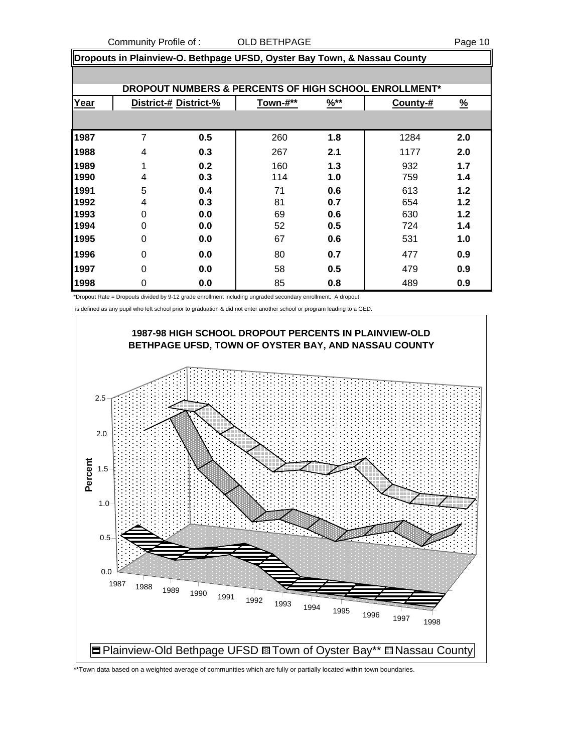## Dropouts in Plainview-O. Bethpage UFSD, Oyster Bay Town, & Nassau County

### DROPOUT NUMBERS & PERCENTS OF HIGH SCHOOL ENROLLMENT*

| Year | District-# | District-% | Town-#** | %** | County-# | % |
|---|---|---|---|---|---|---|
| 1987 | 7 | 0.5 | 260 | 1.8 | 1284 | 2.0 |
| 1988 | 4 | 0.3 | 267 | 2.1 | 1177 | 2.0 |
| 1989 | 1 | 0.2 | 160 | 1.3 | 932 | 1.7 |
| 1990 | 4 | 0.3 | 114 | 1.0 | 759 | 1.4 |
| 1991 | 5 | 0.4 | 71 | 0.6 | 613 | 1.2 |
| 1992 | 4 | 0.3 | 81 | 0.7 | 654 | 1.2 |
| 1993 | 0 | 0.0 | 69 | 0.6 | 630 | 1.2 |
| 1994 | 0 | 0.0 | 52 | 0.5 | 724 | 1.4 |
| 1995 | 0 | 0.0 | 67 | 0.6 | 531 | 1.0 |
| 1996 | 0 | 0.0 | 80 | 0.7 | 477 | 0.9 |
| 1997 | 0 | 0.0 | 58 | 0.5 | 479 | 0.9 |
| 1998 | 0 | 0.0 | 85 | 0.8 | 489 | 0.9 |

*Dropout Rate = Dropouts divided by 9-12 grade enrollment including ungraded secondary enrollment. A dropout is defined as any pupil who left school prior to graduation & did not enter another school or program leading to a GED.

1987-98 HIGH SCHOOL DROPOUT PERCENTS IN PLAINVIEW-OLD BETHPAGE UFSD, TOWN OF OYSTER BAY, AND NASSAU COUNTY

Percent

2.5
2.0
1.5
1.0
0.5
0.0

1987 1988 1989 1990 1991 1992 1993 1994 1995 1996 1997 1998

Plainview-Old Bethpage UFSD, Town of Oyster Bay**, Nassau County

**Town data based on a weighted average of communities which are fully or partially located within town boundaries.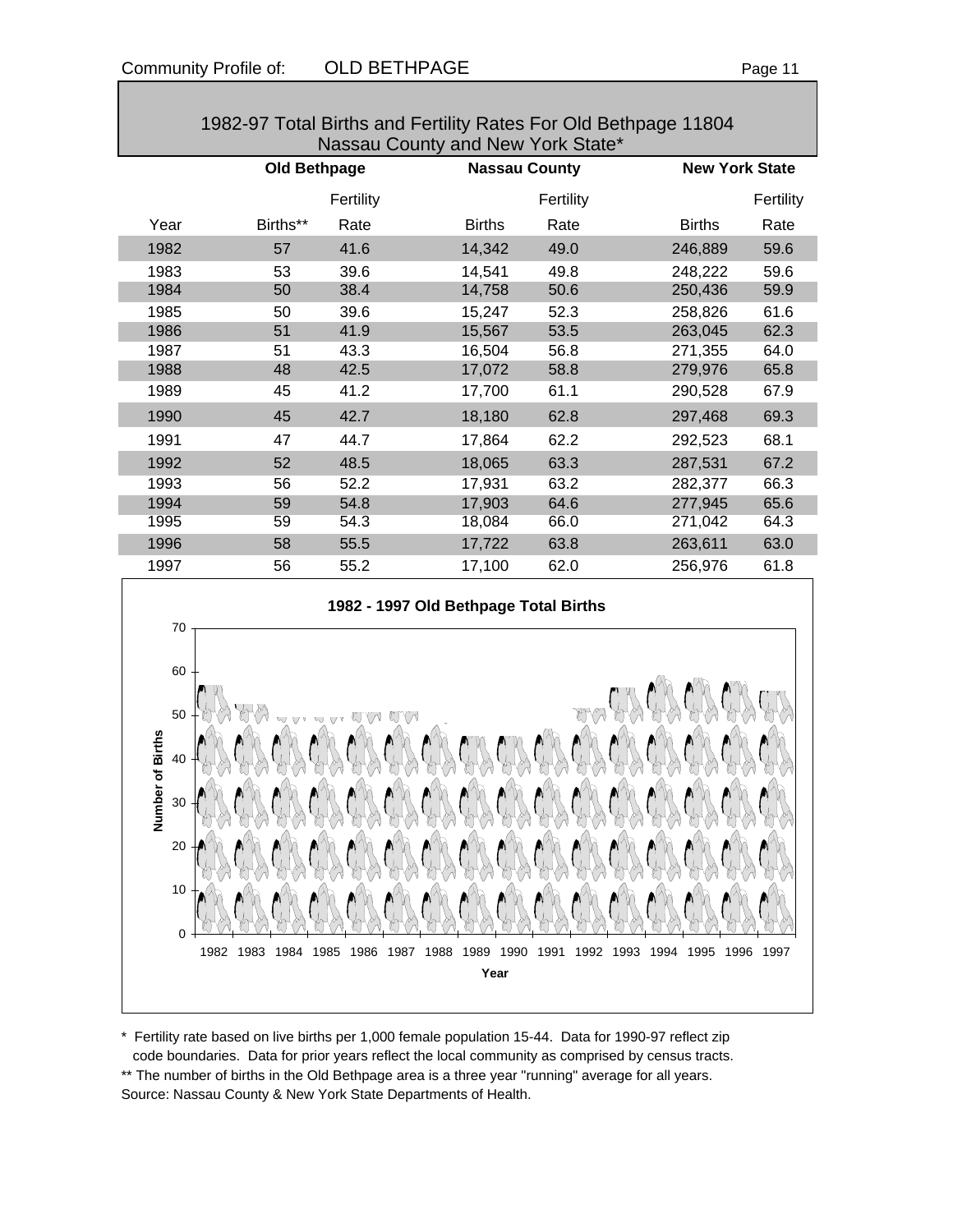## 1982-97 Total Births and Fertility Rates For Old Bethpage 11804
## Nassau County and New York State*

| | Old Bethpage | | Nassau County | | New York State | |
|---|---|---|---|---|---|---|
| Year | Births** | Fertility Rate | Births | Fertility Rate | Births | Fertility Rate |
| 1982 | 57 | 41.6 | 14,342 | 49.0 | 246,889 | 59.6 |
| 1983 | 53 | 39.6 | 14,541 | 49.8 | 248,222 | 59.6 |
| 1984 | 50 | 38.4 | 14,758 | 50.6 | 250,436 | 59.9 |
| 1985 | 50 | 39.6 | 15,247 | 52.3 | 258,826 | 61.6 |
| 1986 | 51 | 41.9 | 15,567 | 53.5 | 263,045 | 62.3 |
| 1987 | 51 | 43.3 | 16,504 | 56.8 | 271,355 | 64.0 |
| 1988 | 48 | 42.5 | 17,072 | 58.8 | 279,976 | 65.8 |
| 1989 | 45 | 41.2 | 17,700 | 61.1 | 290,528 | 67.9 |
| 1990 | 45 | 42.7 | 18,180 | 62.8 | 297,468 | 69.3 |
| 1991 | 47 | 44.7 | 17,864 | 62.2 | 292,523 | 68.1 |
| 1992 | 52 | 48.5 | 18,065 | 63.3 | 287,531 | 67.2 |
| 1993 | 56 | 52.2 | 17,931 | 63.2 | 282,377 | 66.3 |
| 1994 | 59 | 54.8 | 17,903 | 64.6 | 277,945 | 65.6 |
| 1995 | 59 | 54.3 | 18,084 | 66.0 | 271,042 | 64.3 |
| 1996 | 58 | 55.5 | 17,722 | 63.8 | 263,611 | 63.0 |
| 1997 | 56 | 55.2 | 17,100 | 62.0 | 256,976 | 61.8 |

1982 - 1997 Old Bethpage Total Births

Number of Births

0
10
20
30
40
50
60
70

1982 1983 1984 1985 1986 1987 1988 1989 1990 1991 1992 1993 1994 1995 1996 1997

Year

\* Fertility rate based on live births per 1,000 female population 15-44. Data for 1990-97 reflect zip code boundaries. Data for prior years reflect the local community as comprised by census tracts.

** The number of births in the Old Bethpage area is a three year "running" average for all years.

Source: Nassau County & New York State Departments of Health.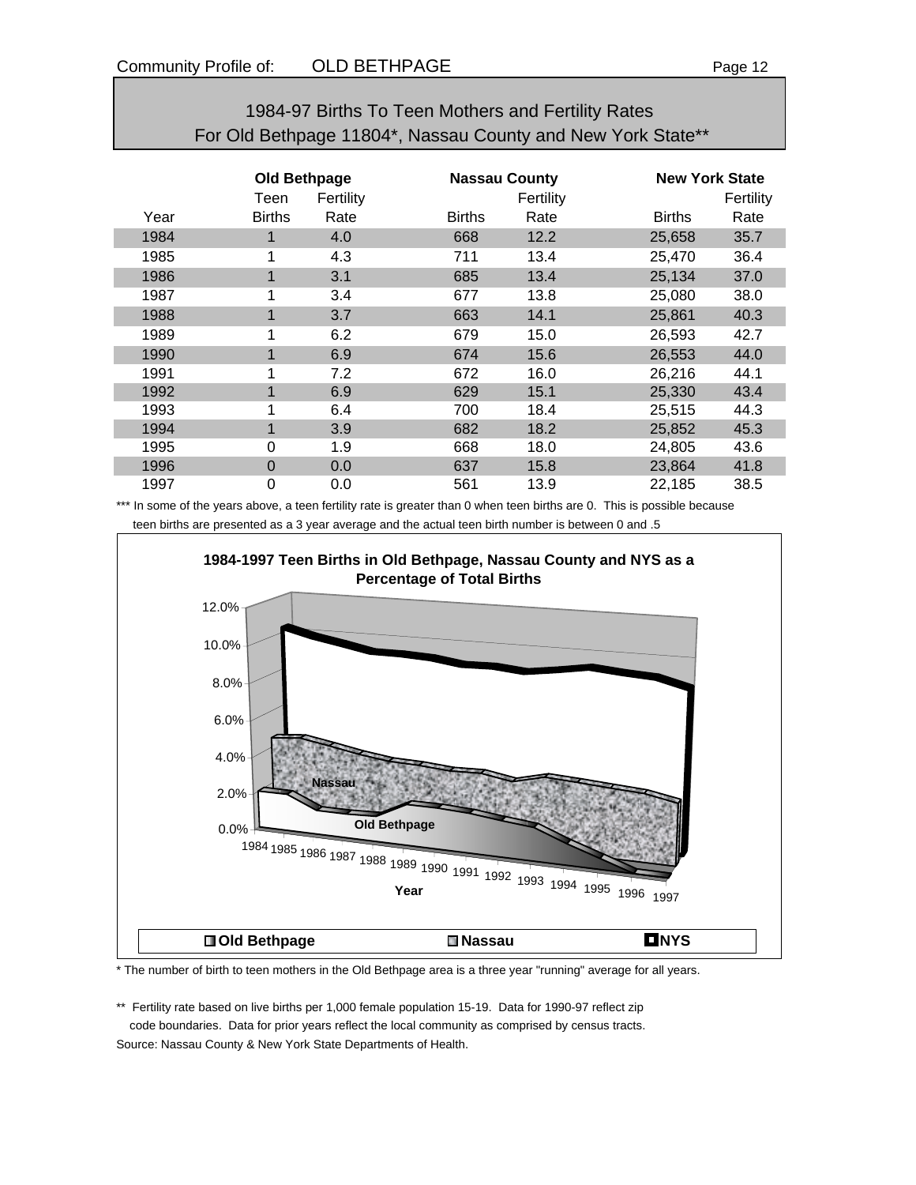Community Profile of: OLD BETHPAGE

## 1984-97 Births To Teen Mothers and Fertility Rates For Old Bethpage 11804*, Nassau County and New York State**

| | Old Bethpage | | Nassau County | | New York State | |
|---|---|---|---|---|---|---|
| Year | Teen Births | Fertility Rate | Births | Fertility Rate | Births | Fertility Rate |
| 1984 | 1 | 4.0 | 668 | 12.2 | 25,658 | 35.7 |
| 1985 | 1 | 4.3 | 711 | 13.4 | 25,470 | 36.4 |
| 1986 | 1 | 3.1 | 685 | 13.4 | 25,134 | 37.0 |
| 1987 | 1 | 3.4 | 677 | 13.8 | 25,080 | 38.0 |
| 1988 | 1 | 3.7 | 663 | 14.1 | 25,861 | 40.3 |
| 1989 | 1 | 6.2 | 679 | 15.0 | 26,593 | 42.7 |
| 1990 | 1 | 6.9 | 674 | 15.6 | 26,553 | 44.0 |
| 1991 | 1 | 7.2 | 672 | 16.0 | 26,216 | 44.1 |
| 1992 | 1 | 6.9 | 629 | 15.1 | 25,330 | 43.4 |
| 1993 | 1 | 6.4 | 700 | 18.4 | 25,515 | 44.3 |
| 1994 | 1 | 3.9 | 682 | 18.2 | 25,852 | 45.3 |
| 1995 | 0 | 1.9 | 668 | 18.0 | 24,805 | 43.6 |
| 1996 | 0 | 0.0 | 637 | 15.8 | 23,864 | 41.8 |
| 1997 | 0 | 0.0 | 561 | 13.9 | 22,185 | 38.5 |

*** In some of the years above, a teen fertility rate is greater than 0 when teen births are 0. This is possible because teen births are presented as a 3 year average and the actual teen birth number is between 0 and .5

**1984-1997 Teen Births in Old Bethpage, Nassau County and NYS as a Percentage of Total Births**

12.0%
10.0%
8.0%
6.0%
4.0%
2.0%
0.0%

Nassau
Old Bethpage

1984 1985 1986 1987 1988 1989 1990 1991 1992 1993 1994 1995 1996 1997

Year

Old Bethpage   Nassau   NYS

\* The number of birth to teen mothers in the Old Bethpage area is a three year "running" average for all years.

** Fertility rate based on live births per 1,000 female population 15-19. Data for 1990-97 reflect zip code boundaries. Data for prior years reflect the local community as comprised by census tracts.

Source: Nassau County & New York State Departments of Health.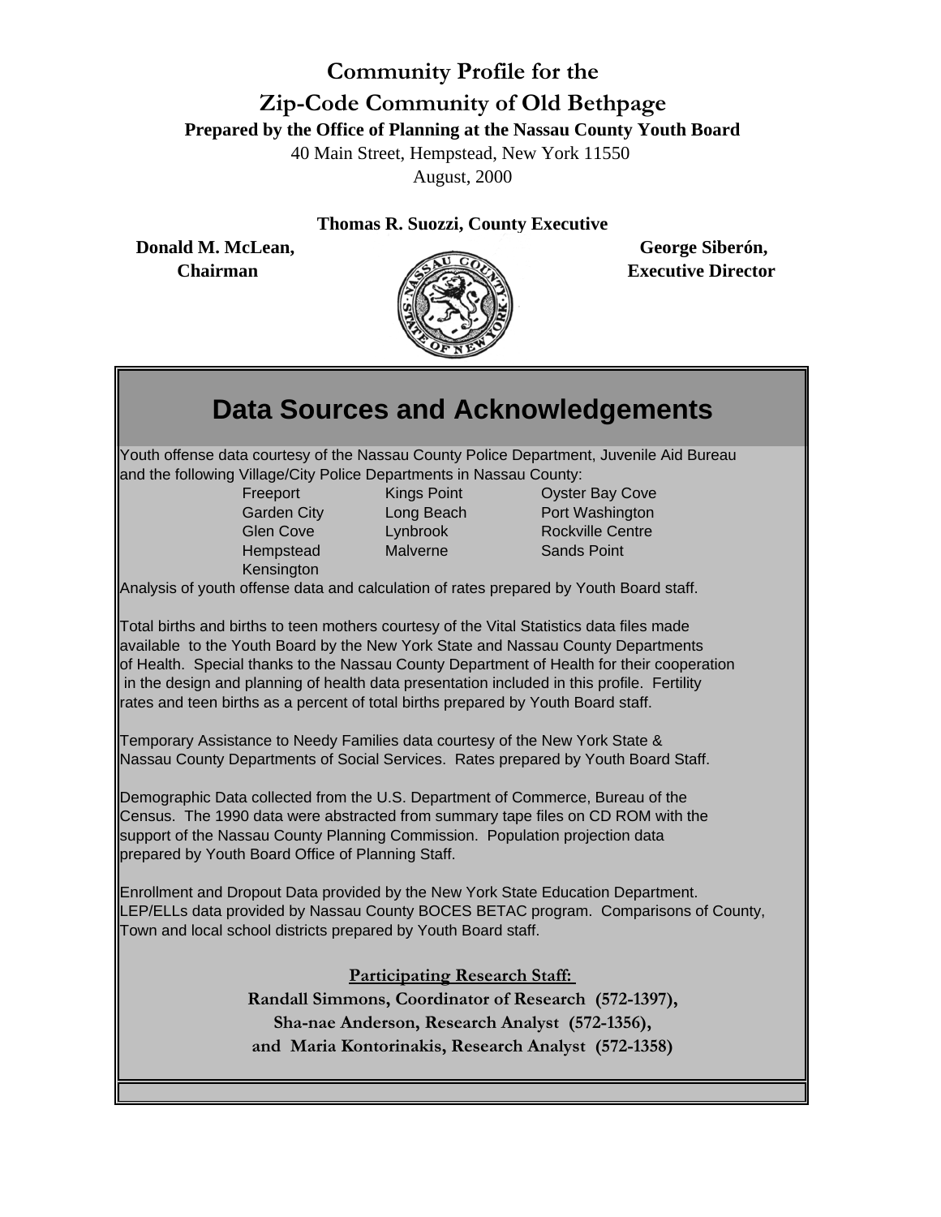# Community Profile for the

# Zip-Code Community of Old Bethpage

**Prepared by the Office of Planning at the Nassau County Youth Board**

40 Main Street, Hempstead, New York 11550

August, 2000

**Thomas R. Suozzi, County Executive**

**Donald M. McLean, Chairman**

**George Siberón, Executive Director**

## Data Sources and Acknowledgements

Youth offense data courtesy of the Nassau County Police Department, Juvenile Aid Bureau and the following Village/City Police Departments in Nassau County:

| | | |
|---|---|---|
| Freeport | Kings Point | Oyster Bay Cove |
| Garden City | Long Beach | Port Washington |
| Glen Cove | Lynbrook | Rockville Centre |
| Hempstead | Malverne | Sands Point |
| Kensington | | |

Analysis of youth offense data and calculation of rates prepared by Youth Board staff.

Total births and births to teen mothers courtesy of the Vital Statistics data files made available to the Youth Board by the New York State and Nassau County Departments of Health. Special thanks to the Nassau County Department of Health for their cooperation in the design and planning of health data presentation included in this profile. Fertility rates and teen births as a percent of total births prepared by Youth Board staff.

Temporary Assistance to Needy Families data courtesy of the New York State & Nassau County Departments of Social Services. Rates prepared by Youth Board Staff.

Demographic Data collected from the U.S. Department of Commerce, Bureau of the Census. The 1990 data were abstracted from summary tape files on CD ROM with the support of the Nassau County Planning Commission. Population projection data prepared by Youth Board Office of Planning Staff.

Enrollment and Dropout Data provided by the New York State Education Department. LEP/ELLs data provided by Nassau County BOCES BETAC program. Comparisons of County, Town and local school districts prepared by Youth Board staff.

**Participating Research Staff:**

**Randall Simmons, Coordinator of Research (572-1397),**

**Sha-nae Anderson, Research Analyst (572-1356),**

**and Maria Kontorinakis, Research Analyst (572-1358)**